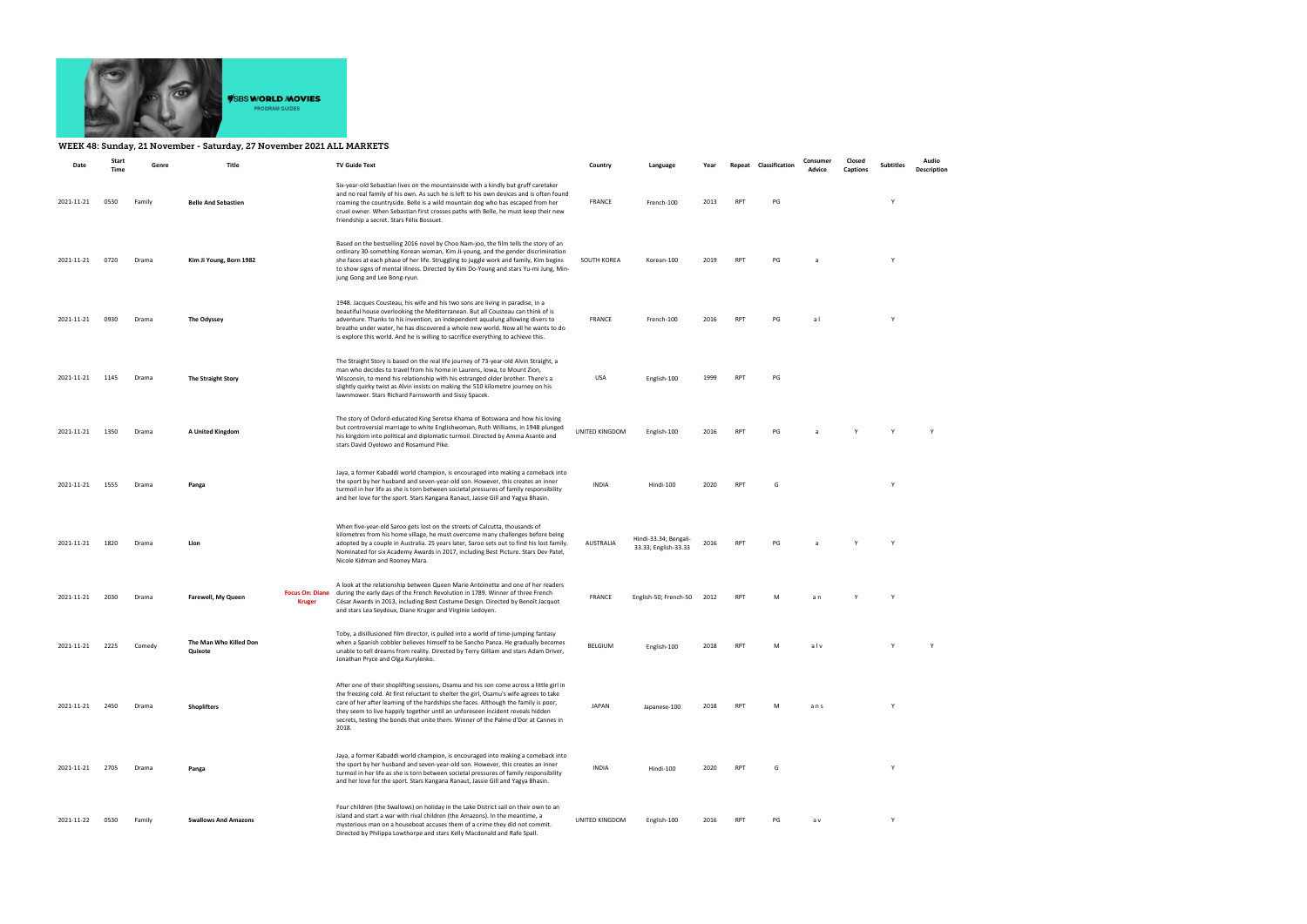# WEEK 48: Sunday, 21 November - Saturday, 27 November 2021 ALL MARKETS

| Date | Start Time | Genre | Title | | TV Guide Text | Country | Language | Year | Repeat | Classification | Consumer Advice | Closed Captions | Subtitles | Audio Description |
|---|---|---|---|---|---|---|---|---|---|---|---|---|---|---|
| 2021-11-21 | 0530 | Family | Belle And Sebastien | | Six-year-old Sebastian lives on the mountainside with a kindly but gruff caretaker and no real family of his own. As such he is left to his own devices and is often found roaming the countryside. Belle is a wild mountain dog who has escaped from her cruel owner. When Sebastian first crosses paths with Belle, he must keep their new friendship a secret. Stars Félix Bossuet. | FRANCE | French-100 | 2013 | RPT | PG | | | Y | |
| 2021-11-21 | 0720 | Drama | Kim Ji Young, Born 1982 | | Based on the bestselling 2016 novel by Choo Nam-joo, the film tells the story of an ordinary 30-something Korean woman, Kim Ji-young, and the gender discrimination she faces at each phase of her life. Struggling to juggle work and family, Kim begins to show signs of mental illness. Directed by Kim Do-Young and stars Yu-mi Jung, Min-jung Gong and Lee Bong-ryun. | SOUTH KOREA | Korean-100 | 2019 | RPT | PG | a | | Y | |
| 2021-11-21 | 0930 | Drama | The Odyssey | | 1948. Jacques Cousteau, his wife and his two sons are living in paradise, in a beautiful house overlooking the Mediterranean. But all Cousteau can think of is adventure. Thanks to his invention, an independent aqualung allowing divers to breathe under water, he has discovered a whole new world. Now all he wants to do is explore this world. And he is willing to sacrifice everything to achieve this. | FRANCE | French-100 | 2016 | RPT | PG | a l | | Y | |
| 2021-11-21 | 1145 | Drama | The Straight Story | | The Straight Story is based on the real life journey of 73-year-old Alvin Straight, a man who decides to travel from his home in Laurens, Iowa, to Mount Zion, Wisconsin, to mend his relationship with his estranged older brother. There's a slightly quirky twist as Alvin insists on making the 510 kilometre journey on his lawnmower. Stars Richard Farnsworth and Sissy Spacek. | USA | English-100 | 1999 | RPT | PG | | | | |
| 2021-11-21 | 1350 | Drama | A United Kingdom | | The story of Oxford-educated King Seretse Khama of Botswana and how his loving but controversial marriage to white Englishwoman, Ruth Williams, in 1948 plunged his kingdom into political and diplomatic turmoil. Directed by Amma Asante and stars David Oyelowo and Rosamund Pike. | UNITED KINGDOM | English-100 | 2016 | RPT | PG | a | Y | Y | Y |
| 2021-11-21 | 1555 | Drama | Panga | | Jaya, a former Kabaddi world champion, is encouraged into making a comeback into the sport by her husband and seven-year-old son. However, this creates an inner turmoil in her life as she is torn between societal pressures of family responsibility and her love for the sport. Stars Kangana Ranaut, Jassie Gill and Yagya Bhasin. | INDIA | Hindi-100 | 2020 | RPT | G | | | Y | |
| 2021-11-21 | 1820 | Drama | Lion | | When five-year-old Saroo gets lost on the streets of Calcutta, thousands of kilometres from his home village, he must overcome many challenges before being adopted by a couple in Australia. 25 years later, Saroo sets out to find his lost family. Nominated for six Academy Awards in 2017, including Best Picture. Stars Dev Patel, Nicole Kidman and Rooney Mara. | AUSTRALIA | Hindi-33.34; Bengali-33.33; English-33.33 | 2016 | RPT | PG | a | Y | Y | |
| 2021-11-21 | 2030 | Drama | Farewell, My Queen | Focus On: Diane Kruger | A look at the relationship between Queen Marie Antoinette and one of her readers during the early days of the French Revolution in 1789. Winner of three French César Awards in 2013, including Best Costume Design. Directed by Benoît Jacquot and stars Lea Seydoux, Diane Kruger and Virginie Ledoyen. | FRANCE | English-50; French-50 | 2012 | RPT | M | a n | Y | Y | |
| 2021-11-21 | 2225 | Comedy | The Man Who Killed Don Quixote | | Toby, a disillusioned film director, is pulled into a world of time-jumping fantasy when a Spanish cobbler believes himself to be Sancho Panza. He gradually becomes unable to tell dreams from reality. Directed by Terry Gilliam and stars Adam Driver, Jonathan Pryce and Olga Kurylenko. | BELGIUM | English-100 | 2018 | RPT | M | a l v | | Y | Y |
| 2021-11-21 | 2450 | Drama | Shoplifters | | After one of their shoplifting sessions, Osamu and his son come across a little girl in the freezing cold. At first reluctant to shelter the girl, Osamu's wife agrees to take care of her after learning of the hardships she faces. Although the family is poor, they seem to live happily together until an unforeseen incident reveals hidden secrets, testing the bonds that unite them. Winner of the Palme d'Or at Cannes in 2018. | JAPAN | Japanese-100 | 2018 | RPT | M | a n s | | Y | |
| 2021-11-21 | 2705 | Drama | Panga | | Jaya, a former Kabaddi world champion, is encouraged into making a comeback into the sport by her husband and seven-year-old son. However, this creates an inner turmoil in her life as she is torn between societal pressures of family responsibility and her love for the sport. Stars Kangana Ranaut, Jassie Gill and Yagya Bhasin. | INDIA | Hindi-100 | 2020 | RPT | G | | | Y | |
| 2021-11-22 | 0530 | Family | Swallows And Amazons | | Four children (the Swallows) on holiday in the Lake District sail on their own to an island and start a war with rival children (the Amazons). In the meantime, a mysterious man on a houseboat accuses them of a crime they did not commit. Directed by Philippa Lowthorpe and stars Kelly Macdonald and Rafe Spall. | UNITED KINGDOM | English-100 | 2016 | RPT | PG | a v | | Y | |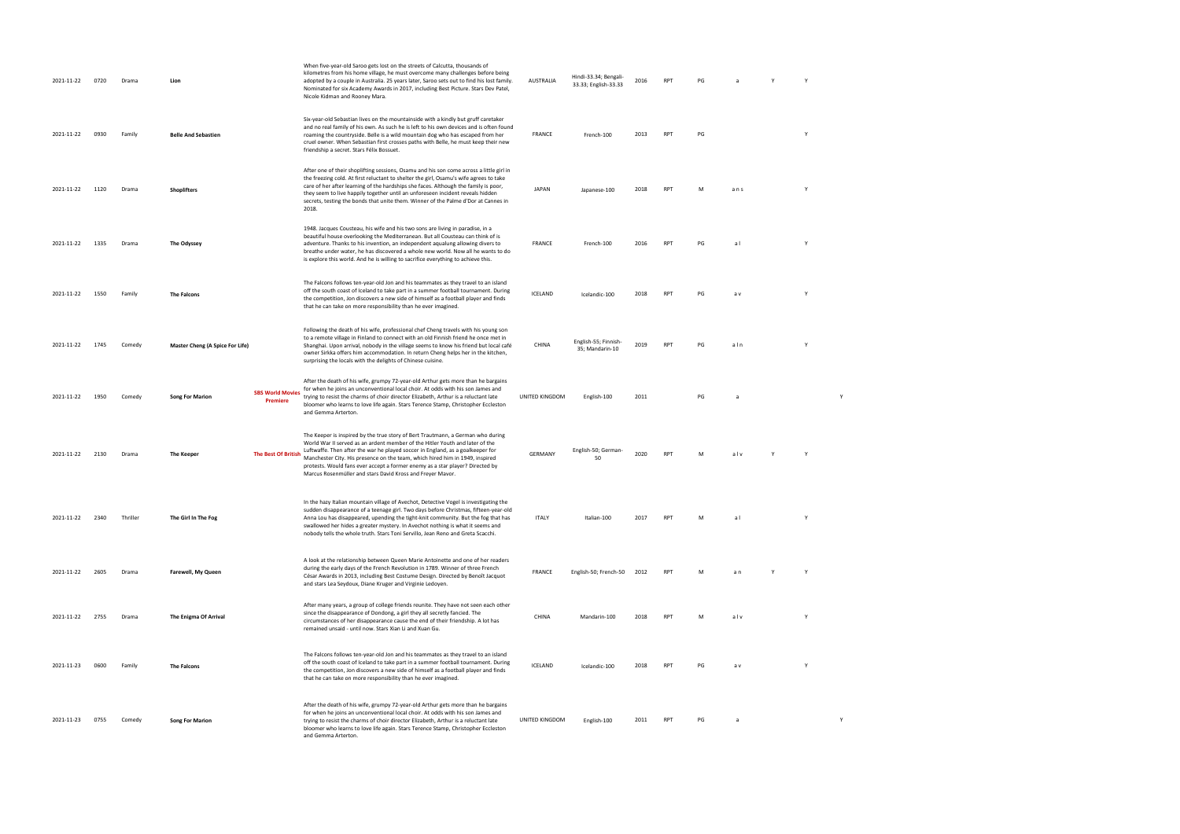| | | | | | | | | | | | | | | |
|---|---|---|---|---|---|---|---|---|---|---|---|---|---|---|
| 2021-11-22 | 0720 | Drama | **Lion** | | When five-year-old Saroo gets lost on the streets of Calcutta, thousands of kilometres from his home village, he must overcome many challenges before being adopted by a couple in Australia. 25 years later, Saroo sets out to find his lost family. Nominated for six Academy Awards in 2017, including Best Picture. Stars Dev Patel, Nicole Kidman and Rooney Mara. | AUSTRALIA | Hindi-33.34; Bengali-33.33; English-33.33 | 2016 | RPT | PG | a | Y | Y | |
| 2021-11-22 | 0930 | Family | **Belle And Sebastien** | | Six-year-old Sebastian lives on the mountainside with a kindly but gruff caretaker and no real family of his own. As such he is left to his own devices and is often found roaming the countryside. Belle is a wild mountain dog who has escaped from her cruel owner. When Sebastian first crosses paths with Belle, he must keep their new friendship a secret. Stars Félix Bossuet. | FRANCE | French-100 | 2013 | RPT | PG | | | Y | |
| 2021-11-22 | 1120 | Drama | **Shoplifters** | | After one of their shoplifting sessions, Osamu and his son come across a little girl in the freezing cold. At first reluctant to shelter the girl, Osamu's wife agrees to take care of her after learning of the hardships she faces. Although the family is poor, they seem to live happily together until an unforeseen incident reveals hidden secrets, testing the bonds that unite them. Winner of the Palme d'Or at Cannes in 2018. | JAPAN | Japanese-100 | 2018 | RPT | M | a n s | | Y | |
| 2021-11-22 | 1335 | Drama | **The Odyssey** | | 1948. Jacques Cousteau, his wife and his two sons are living in paradise, in a beautiful house overlooking the Mediterranean. But all Cousteau can think of is adventure. Thanks to his invention, an independent aqualung allowing divers to breathe under water, he has discovered a whole new world. Now all he wants to do is explore this world. And he is willing to sacrifice everything to achieve this. | FRANCE | French-100 | 2016 | RPT | PG | a l | | Y | |
| 2021-11-22 | 1550 | Family | **The Falcons** | | The Falcons follows ten-year-old Jon and his teammates as they travel to an island off the south coast of Iceland to take part in a summer football tournament. During the competition, Jon discovers a new side of himself as a football player and finds that he can take on more responsibility than he ever imagined. | ICELAND | Icelandic-100 | 2018 | RPT | PG | a v | | Y | |
| 2021-11-22 | 1745 | Comedy | **Master Cheng (A Spice For Life)** | | Following the death of his wife, professional chef Cheng travels with his young son to a remote village in Finland to connect with an old Finnish friend he once met in Shanghai. Upon arrival, nobody in the village seems to know his friend but local café owner Sirkka offers him accommodation. In return Cheng helps her in the kitchen, surprising the locals with the delights of Chinese cuisine. | CHINA | English-55; Finnish-35; Mandarin-10 | 2019 | RPT | PG | a l n | | Y | |
| 2021-11-22 | 1950 | Comedy | **Song For Marion** | **SBS World Movies Premiere** | After the death of his wife, grumpy 72-year-old Arthur gets more than he bargains for when he joins an unconventional local choir. At odds with his son James and trying to resist the charms of choir director Elizabeth, Arthur is a reluctant late bloomer who learns to love life again. Stars Terence Stamp, Christopher Eccleston and Gemma Arterton. | UNITED KINGDOM | English-100 | 2011 | | PG | a | | | Y |
| 2021-11-22 | 2130 | Drama | **The Keeper** | **The Best Of British** | The Keeper is inspired by the true story of Bert Trautmann, a German who during World War II served as an ardent member of the Hitler Youth and later of the Luftwaffe. Then after the war he played soccer in England, as a goalkeeper for Manchester City. His presence on the team, which hired him in 1949, inspired protests. Would fans ever accept a former enemy as a star player? Directed by Marcus Rosenmüller and stars David Kross and Freyer Mavor. | GERMANY | English-50; German-50 | 2020 | RPT | M | a l v | Y | Y | |
| 2021-11-22 | 2340 | Thriller | **The Girl In The Fog** | | In the hazy Italian mountain village of Avechot, Detective Vogel is investigating the sudden disappearance of a teenage girl. Two days before Christmas, fifteen-year-old Anna Lou has disappeared, upending the tight-knit community. But the fog that has swallowed her hides a greater mystery. In Avechot nothing is what it seems and nobody tells the whole truth. Stars Toni Servillo, Jean Reno and Greta Scacchi. | ITALY | Italian-100 | 2017 | RPT | M | a l | | Y | |
| 2021-11-22 | 2605 | Drama | **Farewell, My Queen** | | A look at the relationship between Queen Marie Antoinette and one of her readers during the early days of the French Revolution in 1789. Winner of three French César Awards in 2013, including Best Costume Design. Directed by Benoît Jacquot and stars Lea Seydoux, Diane Kruger and Virginie Ledoyen. | FRANCE | English-50; French-50 | 2012 | RPT | M | a n | Y | Y | |
| 2021-11-22 | 2755 | Drama | **The Enigma Of Arrival** | | After many years, a group of college friends reunite. They have not seen each other since the disappearance of Dondong, a girl they all secretly fancied. The circumstances of her disappearance cause the end of their friendship. A lot has remained unsaid - until now. Stars Xian Li and Xuan Gu. | CHINA | Mandarin-100 | 2018 | RPT | M | a l v | | Y | |
| 2021-11-23 | 0600 | Family | **The Falcons** | | The Falcons follows ten-year-old Jon and his teammates as they travel to an island off the south coast of Iceland to take part in a summer football tournament. During the competition, Jon discovers a new side of himself as a football player and finds that he can take on more responsibility than he ever imagined. | ICELAND | Icelandic-100 | 2018 | RPT | PG | a v | | Y | |
| 2021-11-23 | 0755 | Comedy | **Song For Marion** | | After the death of his wife, grumpy 72-year-old Arthur gets more than he bargains for when he joins an unconventional local choir. At odds with his son James and trying to resist the charms of choir director Elizabeth, Arthur is a reluctant late bloomer who learns to love life again. Stars Terence Stamp, Christopher Eccleston and Gemma Arterton. | UNITED KINGDOM | English-100 | 2011 | RPT | PG | a | | | Y |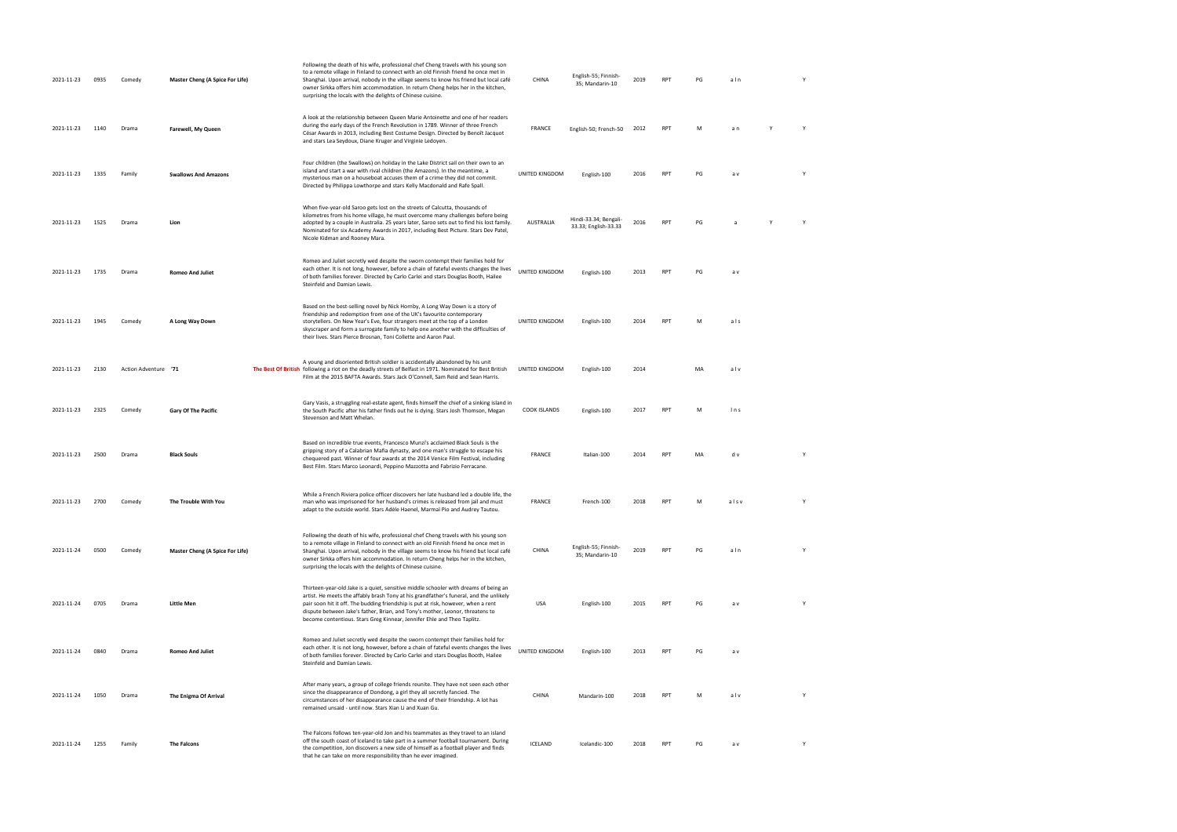| | | | | | | | | | | | | | |
|---|---|---|---|---|---|---|---|---|---|---|---|---|---|
| 2021-11-23 | 0935 | Comedy | **Master Cheng (A Spice For Life)** | | Following the death of his wife, professional chef Cheng travels with his young son to a remote village in Finland to connect with an old Finnish friend he once met in Shanghai. Upon arrival, nobody in the village seems to know his friend but local café owner Sirkka offers him accommodation. In return Cheng helps her in the kitchen, surprising the locals with the delights of Chinese cuisine. | CHINA | English-55; Finnish-35; Mandarin-10 | 2019 | RPT | PG | a l n | | Y |
| 2021-11-23 | 1140 | Drama | **Farewell, My Queen** | | A look at the relationship between Queen Marie Antoinette and one of her readers during the early days of the French Revolution in 1789. Winner of three French César Awards in 2013, including Best Costume Design. Directed by Benoît Jacquot and stars Lea Seydoux, Diane Kruger and Virginie Ledoyen. | FRANCE | English-50; French-50 | 2012 | RPT | M | a n | Y | Y |
| 2021-11-23 | 1335 | Family | **Swallows And Amazons** | | Four children (the Swallows) on holiday in the Lake District sail on their own to an island and start a war with rival children (the Amazons). In the meantime, a mysterious man on a houseboat accuses them of a crime they did not commit. Directed by Philippa Lowthorpe and stars Kelly Macdonald and Rafe Spall. | UNITED KINGDOM | English-100 | 2016 | RPT | PG | a v | | Y |
| 2021-11-23 | 1525 | Drama | **Lion** | | When five-year-old Saroo gets lost on the streets of Calcutta, thousands of kilometres from his home village, he must overcome many challenges before being adopted by a couple in Australia. 25 years later, Saroo sets out to find his lost family. Nominated for six Academy Awards in 2017, including Best Picture. Stars Dev Patel, Nicole Kidman and Rooney Mara. | AUSTRALIA | Hindi-33.34; Bengali-33.33; English-33.33 | 2016 | RPT | PG | a | Y | Y |
| 2021-11-23 | 1735 | Drama | **Romeo And Juliet** | | Romeo and Juliet secretly wed despite the sworn contempt their families hold for each other. It is not long, however, before a chain of fateful events changes the lives of both families forever. Directed by Carlo Carlei and stars Douglas Booth, Hailee Steinfeld and Damian Lewis. | UNITED KINGDOM | English-100 | 2013 | RPT | PG | a v | | |
| 2021-11-23 | 1945 | Comedy | **A Long Way Down** | | Based on the best-selling novel by Nick Hornby, A Long Way Down is a story of friendship and redemption from one of the UK's favourite contemporary storytellers. On New Year's Eve, four strangers meet at the top of a London skyscraper and form a surrogate family to help one another with the difficulties of their lives. Stars Pierce Brosnan, Toni Collette and Aaron Paul. | UNITED KINGDOM | English-100 | 2014 | RPT | M | a l s | | |
| 2021-11-23 | 2130 | Action Adventure | **'71** | The Best Of British | A young and disoriented British soldier is accidentally abandoned by his unit following a riot on the deadly streets of Belfast in 1971. Nominated for Best British Film at the 2015 BAFTA Awards. Stars Jack O'Connell, Sam Reid and Sean Harris. | UNITED KINGDOM | English-100 | 2014 | | MA | a l v | | |
| 2021-11-23 | 2325 | Comedy | **Gary Of The Pacific** | | Gary Vasis, a struggling real-estate agent, finds himself the chief of a sinking island in the South Pacific after his father finds out he is dying. Stars Josh Thomson, Megan Stevenson and Matt Whelan. | COOK ISLANDS | English-100 | 2017 | RPT | M | l n s | | |
| 2021-11-23 | 2500 | Drama | **Black Souls** | | Based on incredible true events, Francesco Munzi's acclaimed Black Souls is the gripping story of a Calabrian Mafia dynasty, and one man's struggle to escape his chequered past. Winner of four awards at the 2014 Venice Film Festival, including Best Film. Stars Marco Leonardi, Peppino Mazzotta and Fabrizio Ferracane. | FRANCE | Italian-100 | 2014 | RPT | MA | d v | | Y |
| 2021-11-23 | 2700 | Comedy | **The Trouble With You** | | While a French Riviera police officer discovers her late husband led a double life, the man who was imprisoned for her husband's crimes is released from jail and must adapt to the outside world. Stars Adèle Haenel, Marmaï Pio and Audrey Tautou. | FRANCE | French-100 | 2018 | RPT | M | a l s v | | Y |
| 2021-11-24 | 0500 | Comedy | **Master Cheng (A Spice For Life)** | | Following the death of his wife, professional chef Cheng travels with his young son to a remote village in Finland to connect with an old Finnish friend he once met in Shanghai. Upon arrival, nobody in the village seems to know his friend but local café owner Sirkka offers him accommodation. In return Cheng helps her in the kitchen, surprising the locals with the delights of Chinese cuisine. | CHINA | English-55; Finnish-35; Mandarin-10 | 2019 | RPT | PG | a l n | | Y |
| 2021-11-24 | 0705 | Drama | **Little Men** | | Thirteen-year-old Jake is a quiet, sensitive middle schooler with dreams of being an artist. He meets the affably brash Tony at his grandfather's funeral, and the unlikely pair soon hit it off. The budding friendship is put at risk, however, when a rent dispute between Jake's father, Brian, and Tony's mother, Leonor, threatens to become contentious. Stars Greg Kinnear, Jennifer Ehle and Theo Taplitz. | USA | English-100 | 2015 | RPT | PG | a v | | Y |
| 2021-11-24 | 0840 | Drama | **Romeo And Juliet** | | Romeo and Juliet secretly wed despite the sworn contempt their families hold for each other. It is not long, however, before a chain of fateful events changes the lives of both families forever. Directed by Carlo Carlei and stars Douglas Booth, Hailee Steinfeld and Damian Lewis. | UNITED KINGDOM | English-100 | 2013 | RPT | PG | a v | | |
| 2021-11-24 | 1050 | Drama | **The Enigma Of Arrival** | | After many years, a group of college friends reunite. They have not seen each other since the disappearance of Dondong, a girl they all secretly fancied. The circumstances of her disappearance cause the end of their friendship. A lot has remained unsaid - until now. Stars Xian Li and Xuan Gu. | CHINA | Mandarin-100 | 2018 | RPT | M | a l v | | Y |
| 2021-11-24 | 1255 | Family | **The Falcons** | | The Falcons follows ten-year-old Jon and his teammates as they travel to an island off the south coast of Iceland to take part in a summer football tournament. During the competition, Jon discovers a new side of himself as a football player and finds that he can take on more responsibility than he ever imagined. | ICELAND | Icelandic-100 | 2018 | RPT | PG | a v | | Y |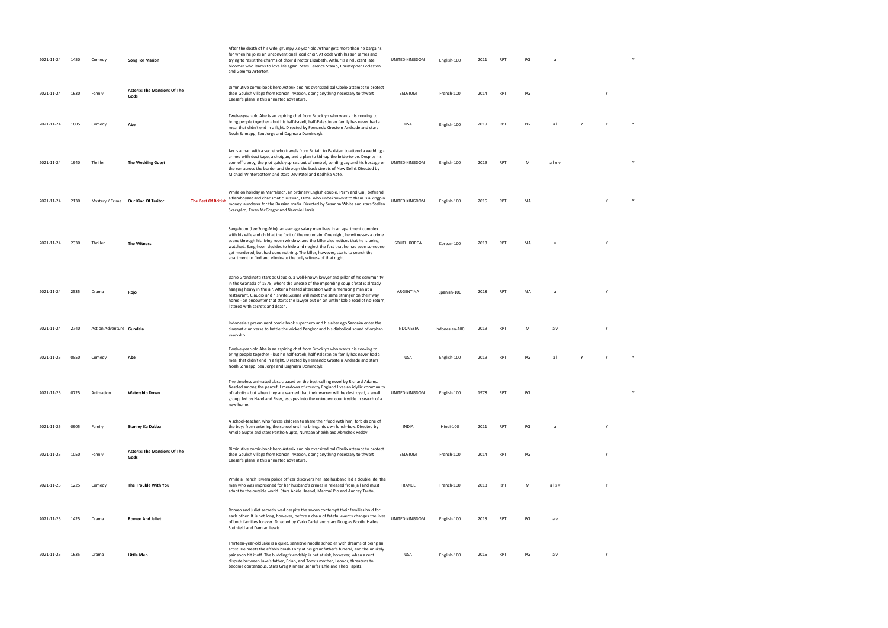| | | | | | | | | | | | | | | |
|---|---|---|---|---|---|---|---|---|---|---|---|---|---|---|
| 2021-11-24 | 1450 | Comedy | **Song For Marion** | | After the death of his wife, grumpy 72-year-old Arthur gets more than he bargains for when he joins an unconventional local choir. At odds with his son James and trying to resist the charms of choir director Elizabeth, Arthur is a reluctant late bloomer who learns to love life again. Stars Terence Stamp, Christopher Eccleston and Gemma Arterton. | UNITED KINGDOM | English-100 | 2011 | RPT | PG | a | | | Y |
| 2021-11-24 | 1630 | Family | **Asterix: The Mansions Of The Gods** | | Diminutive comic-book hero Asterix and his oversized pal Obelix attempt to protect their Gaulish village from Roman invasion, doing anything necessary to thwart Caesar's plans in this animated adventure. | BELGIUM | French-100 | 2014 | RPT | PG | | | Y | |
| 2021-11-24 | 1805 | Comedy | **Abe** | | Twelve-year-old Abe is an aspiring chef from Brooklyn who wants his cooking to bring people together - but his half-Israeli, half-Palestinian family has never had a meal that didn't end in a fight. Directed by Fernando Grostein Andrade and stars Noah Schnapp, Seu Jorge and Dagmara Dominczyk. | USA | English-100 | 2019 | RPT | PG | a l | Y | Y | Y |
| 2021-11-24 | 1940 | Thriller | **The Wedding Guest** | | Jay is a man with a secret who travels from Britain to Pakistan to attend a wedding - armed with duct tape, a shotgun, and a plan to kidnap the bride-to-be. Despite his cool efficiency, the plot quickly spirals out of control, sending Jay and his hostage on the run across the border and through the back streets of New Delhi. Directed by Michael Winterbottom and stars Dev Patel and Radhika Apte. | UNITED KINGDOM | English-100 | 2019 | RPT | M | a l n v | | | Y |
| 2021-11-24 | 2130 | Mystery / Crime | **Our Kind Of Traitor** | **The Best Of British** | While on holiday in Marrakech, an ordinary English couple, Perry and Gail, befriend a flamboyant and charismatic Russian, Dima, who unbeknownst to them is a kingpin money launderer for the Russian mafia. Directed by Susanna White and stars Stellan Skarsgård, Ewan McGregor and Naomie Harris. | UNITED KINGDOM | English-100 | 2016 | RPT | MA | l | | Y | Y |
| 2021-11-24 | 2330 | Thriller | **The Witness** | | Sang-hoon (Lee Sung-Min), an average salary man lives in an apartment complex with his wife and child at the foot of the mountain. One night, he witnesses a crime scene through his living room window, and the killer also notices that he is being watched. Sang-hoon decides to hide and neglect the fact that he had seen someone get murdered, but had done nothing. The killer, however, starts to search the apartment to find and eliminate the only witness of that night. | SOUTH KOREA | Korean-100 | 2018 | RPT | MA | v | | Y | |
| 2021-11-24 | 2535 | Drama | **Rojo** | | Dario Grandinetti stars as Claudio, a well-known lawyer and pillar of his community in the Granada of 1975, where the unease of the impending coup d'etat is already hanging heavy in the air. After a heated altercation with a menacing man at a restaurant, Claudio and his wife Susana will meet the same stranger on their way home - an encounter that starts the lawyer out on an unthinkable road of no-return, littered with secrets and death. | ARGENTINA | Spanish-100 | 2018 | RPT | MA | a | | Y | |
| 2021-11-24 | 2740 | Action Adventure | **Gundala** | | Indonesia's preeminent comic book superhero and his alter ego Sancaka enter the cinematic universe to battle the wicked Pengkor and his diabolical squad of orphan assassins. | INDONESIA | Indonesian-100 | 2019 | RPT | M | a v | | Y | |
| 2021-11-25 | 0550 | Comedy | **Abe** | | Twelve-year-old Abe is an aspiring chef from Brooklyn who wants his cooking to bring people together - but his half-Israeli, half-Palestinian family has never had a meal that didn't end in a fight. Directed by Fernando Grostein Andrade and stars Noah Schnapp, Seu Jorge and Dagmara Dominczyk. | USA | English-100 | 2019 | RPT | PG | a l | Y | Y | Y |
| 2021-11-25 | 0725 | Animation | **Watership Down** | | The timeless animated classic based on the best-selling novel by Richard Adams. Nestled among the peaceful meadows of country England lives an idyllic community of rabbits - but when they are warned that their warren will be destroyed, a small group, led by Hazel and Fiver, escapes into the unknown countryside in search of a new home. | UNITED KINGDOM | English-100 | 1978 | RPT | PG | | | | Y |
| 2021-11-25 | 0905 | Family | **Stanley Ka Dabba** | | A school-teacher, who forces children to share their food with him, forbids one of the boys from entering the school until he brings his own lunch-box. Directed by Amole Gupte and stars Partho Gupte, Numaan Sheikh and Abhishek Reddy. | INDIA | Hindi-100 | 2011 | RPT | PG | a | | Y | |
| 2021-11-25 | 1050 | Family | **Asterix: The Mansions Of The Gods** | | Diminutive comic-book hero Asterix and his oversized pal Obelix attempt to protect their Gaulish village from Roman invasion, doing anything necessary to thwart Caesar's plans in this animated adventure. | BELGIUM | French-100 | 2014 | RPT | PG | | | Y | |
| 2021-11-25 | 1225 | Comedy | **The Trouble With You** | | While a French Riviera police officer discovers her late husband led a double life, the man who was imprisoned for her husband's crimes is released from jail and must adapt to the outside world. Stars Adèle Haenel, Marmaï Pio and Audrey Tautou. | FRANCE | French-100 | 2018 | RPT | M | a l s v | | Y | |
| 2021-11-25 | 1425 | Drama | **Romeo And Juliet** | | Romeo and Juliet secretly wed despite the sworn contempt their families hold for each other. It is not long, however, before a chain of fateful events changes the lives of both families forever. Directed by Carlo Carlei and stars Douglas Booth, Hailee Steinfeld and Damian Lewis. | UNITED KINGDOM | English-100 | 2013 | RPT | PG | a v | | | |
| 2021-11-25 | 1635 | Drama | **Little Men** | | Thirteen-year-old Jake is a quiet, sensitive middle schooler with dreams of being an artist. He meets the affably brash Tony at his grandfather's funeral, and the unlikely pair soon hit it off. The budding friendship is put at risk, however, when a rent dispute between Jake's father, Brian, and Tony's mother, Leonor, threatens to become contentious. Stars Greg Kinnear, Jennifer Ehle and Theo Taplitz. | USA | English-100 | 2015 | RPT | PG | a v | | Y | |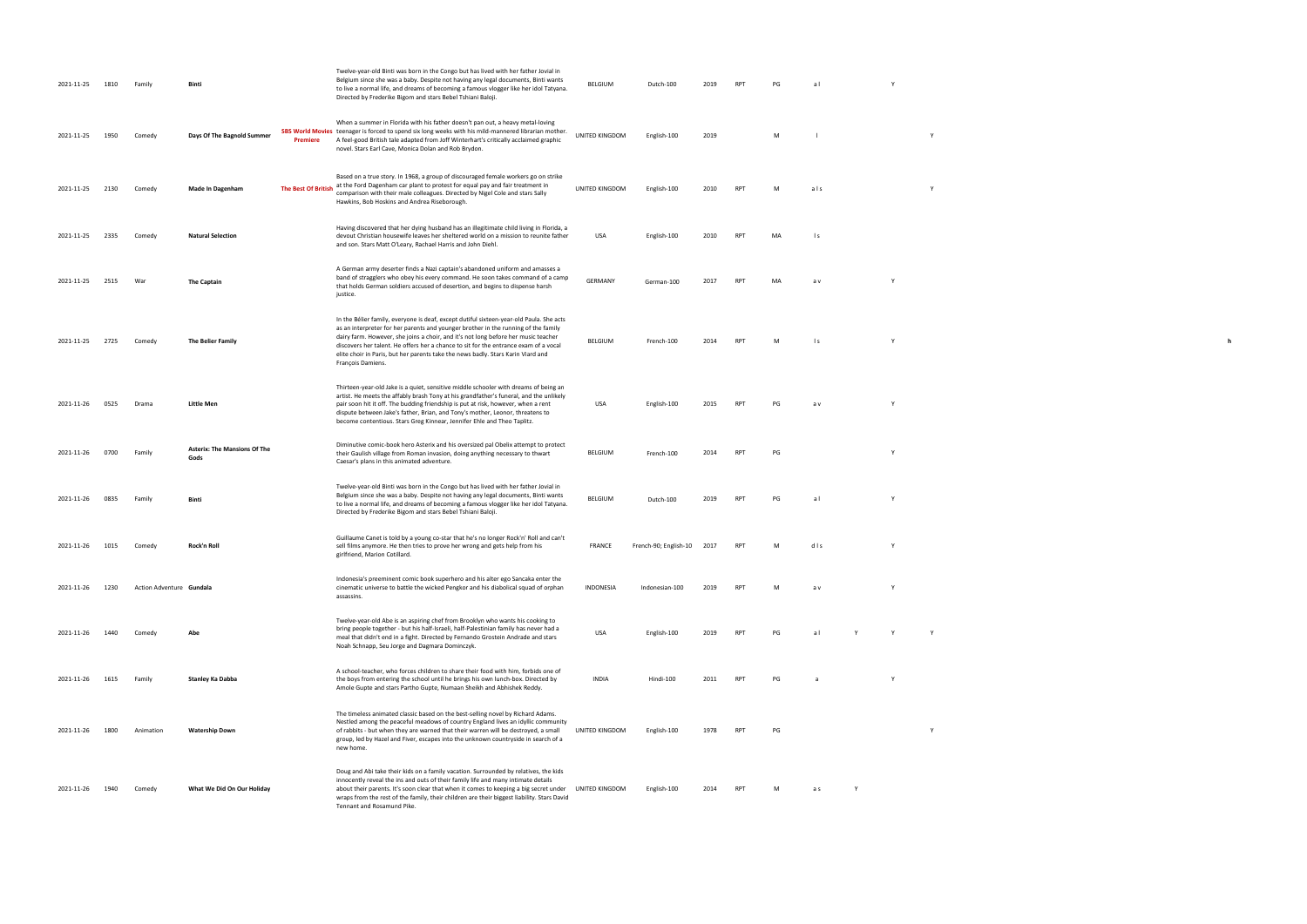| | | | | | | | | | | | | | | | |
|---|---|---|---|---|---|---|---|---|---|---|---|---|---|---|---|
| 2021-11-25 | 1810 | Family | **Binti** | | Twelve-year-old Binti was born in the Congo but has lived with her father Jovial in Belgium since she was a baby. Despite not having any legal documents, Binti wants to live a normal life, and dreams of becoming a famous vlogger like her idol Tatyana. Directed by Frederike Bigom and stars Bebel Tshiani Baloji. | BELGIUM | Dutch-100 | 2019 | RPT | PG | a l | | Y | | |
| 2021-11-25 | 1950 | Comedy | **Days Of The Bagnold Summer** | **SBS World Movies Premiere** | When a summer in Florida with his father doesn't pan out, a heavy metal-loving teenager is forced to spend six long weeks with his mild-mannered librarian mother. A feel-good British tale adapted from Joff Winterhart's critically acclaimed graphic novel. Stars Earl Cave, Monica Dolan and Rob Brydon. | UNITED KINGDOM | English-100 | 2019 | | M | l | | | Y | |
| 2021-11-25 | 2130 | Comedy | **Made In Dagenham** | **The Best Of British** | Based on a true story. In 1968, a group of discouraged female workers go on strike at the Ford Dagenham car plant to protest for equal pay and fair treatment in comparison with their male colleagues. Directed by Nigel Cole and stars Sally Hawkins, Bob Hoskins and Andrea Riseborough. | UNITED KINGDOM | English-100 | 2010 | RPT | M | a l s | | | Y | |
| 2021-11-25 | 2335 | Comedy | **Natural Selection** | | Having discovered that her dying husband has an illegitimate child living in Florida, a devout Christian housewife leaves her sheltered world on a mission to reunite father and son. Stars Matt O'Leary, Rachael Harris and John Diehl. | USA | English-100 | 2010 | RPT | MA | l s | | | | |
| 2021-11-25 | 2515 | War | **The Captain** | | A German army deserter finds a Nazi captain's abandoned uniform and amasses a band of stragglers who obey his every command. He soon takes command of a camp that holds German soldiers accused of desertion, and begins to dispense harsh justice. | GERMANY | German-100 | 2017 | RPT | MA | a v | | Y | | |
| 2021-11-25 | 2725 | Comedy | **The Belier Family** | | In the Bélier family, everyone is deaf, except dutiful sixteen-year-old Paula. She acts as an interpreter for her parents and younger brother in the running of the family dairy farm. However, she joins a choir, and it's not long before her music teacher discovers her talent. He offers her a chance to sit for the entrance exam of a vocal elite choir in Paris, but her parents take the news badly. Stars Karin Viard and François Damiens. | BELGIUM | French-100 | 2014 | RPT | M | l s | | Y | | h |
| 2021-11-26 | 0525 | Drama | **Little Men** | | Thirteen-year-old Jake is a quiet, sensitive middle schooler with dreams of being an artist. He meets the affably brash Tony at his grandfather's funeral, and the unlikely pair soon hit it off. The budding friendship is put at risk, however, when a rent dispute between Jake's father, Brian, and Tony's mother, Leonor, threatens to become contentious. Stars Greg Kinnear, Jennifer Ehle and Theo Taplitz. | USA | English-100 | 2015 | RPT | PG | a v | | Y | | |
| 2021-11-26 | 0700 | Family | **Asterix: The Mansions Of The Gods** | | Diminutive comic-book hero Asterix and his oversized pal Obelix attempt to protect their Gaulish village from Roman invasion, doing anything necessary to thwart Caesar's plans in this animated adventure. | BELGIUM | French-100 | 2014 | RPT | PG | | | Y | | |
| 2021-11-26 | 0835 | Family | **Binti** | | Twelve-year-old Binti was born in the Congo but has lived with her father Jovial in Belgium since she was a baby. Despite not having any legal documents, Binti wants to live a normal life, and dreams of becoming a famous vlogger like her idol Tatyana. Directed by Frederike Bigom and stars Bebel Tshiani Baloji. | BELGIUM | Dutch-100 | 2019 | RPT | PG | a l | | Y | | |
| 2021-11-26 | 1015 | Comedy | **Rock'n Roll** | | Guillaume Canet is told by a young co-star that he's no longer Rock'n' Roll and can't sell films anymore. He then tries to prove her wrong and gets help from his girlfriend, Marion Cotillard. | FRANCE | French-90; English-10 | 2017 | RPT | M | d l s | | Y | | |
| 2021-11-26 | 1230 | Action Adventure | **Gundala** | | Indonesia's preeminent comic book superhero and his alter ego Sancaka enter the cinematic universe to battle the wicked Pengkor and his diabolical squad of orphan assassins. | INDONESIA | Indonesian-100 | 2019 | RPT | M | a v | | Y | | |
| 2021-11-26 | 1440 | Comedy | **Abe** | | Twelve-year-old Abe is an aspiring chef from Brooklyn who wants his cooking to bring people together - but his half-Israeli, half-Palestinian family has never had a meal that didn't end in a fight. Directed by Fernando Grostein Andrade and stars Noah Schnapp, Seu Jorge and Dagmara Dominczyk. | USA | English-100 | 2019 | RPT | PG | a l | Y | Y | Y | |
| 2021-11-26 | 1615 | Family | **Stanley Ka Dabba** | | A school-teacher, who forces children to share their food with him, forbids one of the boys from entering the school until he brings his own lunch-box. Directed by Amole Gupte and stars Partho Gupte, Numaan Sheikh and Abhishek Reddy. | INDIA | Hindi-100 | 2011 | RPT | PG | a | | Y | | |
| 2021-11-26 | 1800 | Animation | **Watership Down** | | The timeless animated classic based on the best-selling novel by Richard Adams. Nestled among the peaceful meadows of country England lives an idyllic community of rabbits - but when they are warned that their warren will be destroyed, a small group, led by Hazel and Fiver, escapes into the unknown countryside in search of a new home. | UNITED KINGDOM | English-100 | 1978 | RPT | PG | | | | Y | |
| 2021-11-26 | 1940 | Comedy | **What We Did On Our Holiday** | | Doug and Abi take their kids on a family vacation. Surrounded by relatives, the kids innocently reveal the ins and outs of their family life and many intimate details about their parents. It's soon clear that when it comes to keeping a big secret under wraps from the rest of the family, their children are their biggest liability. Stars David Tennant and Rosamund Pike. | UNITED KINGDOM | English-100 | 2014 | RPT | M | a s | Y | | | |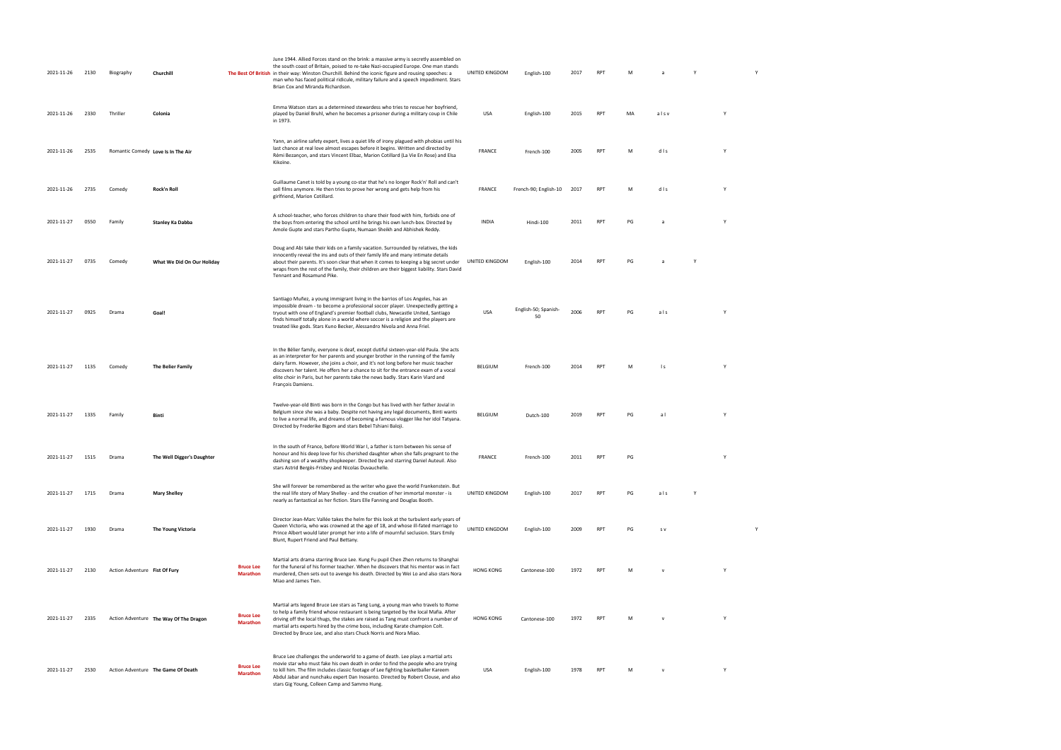| | | | | | | | | | | | | | | |
|---|---|---|---|---|---|---|---|---|---|---|---|---|---|---|
| 2021-11-26 | 2130 | Biography | **Churchill** | **The Best Of British** | June 1944. Allied Forces stand on the brink: a massive army is secretly assembled on the south coast of Britain, poised to re-take Nazi-occupied Europe. One man stands in their way: Winston Churchill. Behind the iconic figure and rousing speeches: a man who has faced political ridicule, military failure and a speech impediment. Stars Brian Cox and Miranda Richardson. | UNITED KINGDOM | English-100 | 2017 | RPT | M | a | Y | | Y |
| 2021-11-26 | 2330 | Thriller | **Colonia** | | Emma Watson stars as a determined stewardess who tries to rescue her boyfriend, played by Daniel Bruhl, when he becomes a prisoner during a military coup in Chile in 1973. | USA | English-100 | 2015 | RPT | MA | a l s v | | Y | |
| 2021-11-26 | 2535 | Romantic Comedy | **Love Is In The Air** | | Yann, an airline safety expert, lives a quiet life of irony plagued with phobias until his last chance at real love almost escapes before it begins. Written and directed by Rémi Bezançon, and stars Vincent Elbaz, Marion Cotillard (La Vie En Rose) and Elsa Kikoïne. | FRANCE | French-100 | 2005 | RPT | M | d l s | | Y | |
| 2021-11-26 | 2735 | Comedy | **Rock'n Roll** | | Guillaume Canet is told by a young co-star that he's no longer Rock'n' Roll and can't sell films anymore. He then tries to prove her wrong and gets help from his girlfriend, Marion Cotillard. | FRANCE | French-90; English-10 | 2017 | RPT | M | d l s | | Y | |
| 2021-11-27 | 0550 | Family | **Stanley Ka Dabba** | | A school-teacher, who forces children to share their food with him, forbids one of the boys from entering the school until he brings his own lunch-box. Directed by Amole Gupte and stars Partho Gupte, Numaan Sheikh and Abhishek Reddy. | INDIA | Hindi-100 | 2011 | RPT | PG | a | | Y | |
| 2021-11-27 | 0735 | Comedy | **What We Did On Our Holiday** | | Doug and Abi take their kids on a family vacation. Surrounded by relatives, the kids innocently reveal the ins and outs of their family life and many intimate details about their parents. It's soon clear that when it comes to keeping a big secret under wraps from the rest of the family, their children are their biggest liability. Stars David Tennant and Rosamund Pike. | UNITED KINGDOM | English-100 | 2014 | RPT | PG | a | Y | | |
| 2021-11-27 | 0925 | Drama | **Goal!** | | Santiago Muñez, a young immigrant living in the barrios of Los Angeles, has an impossible dream - to become a professional soccer player. Unexpectedly getting a tryout with one of England's premier football clubs, Newcastle United, Santiago finds himself totally alone in a world where soccer is a religion and the players are treated like gods. Stars Kuno Becker, Alessandro Nivola and Anna Friel. | USA | English-50; Spanish-50 | 2006 | RPT | PG | a l s | | Y | |
| 2021-11-27 | 1135 | Comedy | **The Belier Family** | | In the Bélier family, everyone is deaf, except dutiful sixteen-year-old Paula. She acts as an interpreter for her parents and younger brother in the running of the family dairy farm. However, she joins a choir, and it's not long before her music teacher discovers her talent. He offers her a chance to sit for the entrance exam of a vocal elite choir in Paris, but her parents take the news badly. Stars Karin Viard and François Damiens. | BELGIUM | French-100 | 2014 | RPT | M | l s | | Y | |
| 2021-11-27 | 1335 | Family | **Binti** | | Twelve-year-old Binti was born in the Congo but has lived with her father Jovial in Belgium since she was a baby. Despite not having any legal documents, Binti wants to live a normal life, and dreams of becoming a famous vlogger like her idol Tatyana. Directed by Frederike Bigom and stars Bebel Tshiani Baloji. | BELGIUM | Dutch-100 | 2019 | RPT | PG | a l | | Y | |
| 2021-11-27 | 1515 | Drama | **The Well Digger's Daughter** | | In the south of France, before World War I, a father is torn between his sense of honour and his deep love for his cherished daughter when she falls pregnant to the dashing son of a wealthy shopkeeper. Directed by and starring Daniel Auteuil. Also stars Astrid Bergès-Frisbey and Nicolas Duvauchelle. | FRANCE | French-100 | 2011 | RPT | PG | | | Y | |
| 2021-11-27 | 1715 | Drama | **Mary Shelley** | | She will forever be remembered as the writer who gave the world Frankenstein. But the real life story of Mary Shelley - and the creation of her immortal monster - is nearly as fantastical as her fiction. Stars Elle Fanning and Douglas Booth. | UNITED KINGDOM | English-100 | 2017 | RPT | PG | a l s | Y | | |
| 2021-11-27 | 1930 | Drama | **The Young Victoria** | | Director Jean-Marc Vallée takes the helm for this look at the turbulent early years of Queen Victoria, who was crowned at the age of 18, and whose ill-fated marriage to Prince Albert would later prompt her into a life of mournful seclusion. Stars Emily Blunt, Rupert Friend and Paul Bettany. | UNITED KINGDOM | English-100 | 2009 | RPT | PG | s v | | | Y |
| 2021-11-27 | 2130 | Action Adventure | **Fist Of Fury** | **Bruce Lee Marathon** | Martial arts drama starring Bruce Lee. Kung Fu pupil Chen Zhen returns to Shanghai for the funeral of his former teacher. When he discovers that his mentor was in fact murdered, Chen sets out to avenge his death. Directed by Wei Lo and also stars Nora Miao and James Tien. | HONG KONG | Cantonese-100 | 1972 | RPT | M | v | | Y | |
| 2021-11-27 | 2335 | Action Adventure | **The Way Of The Dragon** | **Bruce Lee Marathon** | Martial arts legend Bruce Lee stars as Tang Lung, a young man who travels to Rome to help a family friend whose restaurant is being targeted by the local Mafia. After driving off the local thugs, the stakes are raised as Tang must confront a number of martial arts experts hired by the crime boss, including Karate champion Colt. Directed by Bruce Lee, and also stars Chuck Norris and Nora Miao. | HONG KONG | Cantonese-100 | 1972 | RPT | M | v | | Y | |
| 2021-11-27 | 2530 | Action Adventure | **The Game Of Death** | **Bruce Lee Marathon** | Bruce Lee challenges the underworld to a game of death. Lee plays a martial arts movie star who must fake his own death in order to find the people who are trying to kill him. The film includes classic footage of Lee fighting basketballer Kareem Abdul Jabar and nunchaku expert Dan Inosanto. Directed by Robert Clouse, and also stars Gig Young, Colleen Camp and Sammo Hung. | USA | English-100 | 1978 | RPT | M | v | | Y | |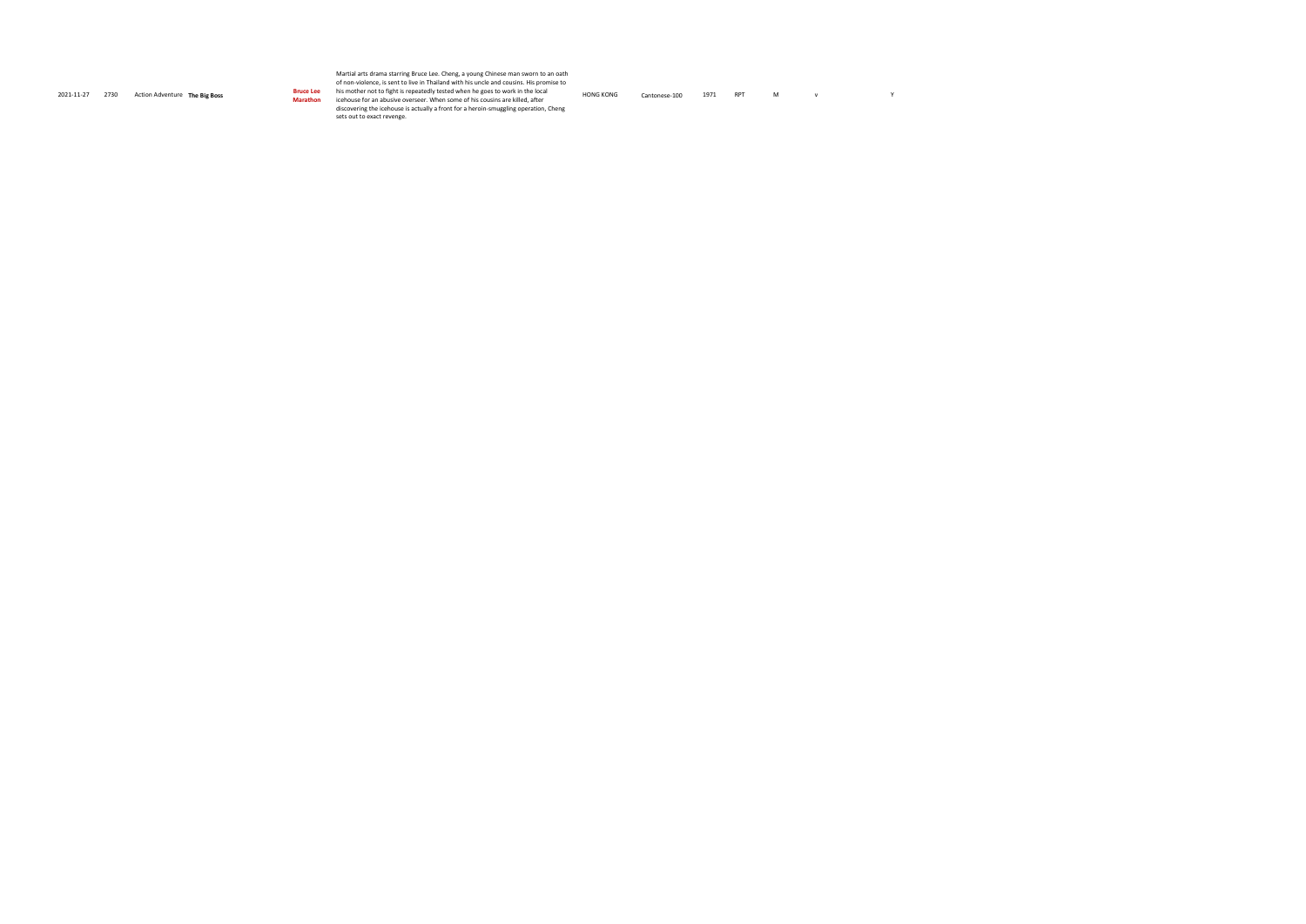| | | | | | | | | | | | | | |
|---|---|---|---|---|---|---|---|---|---|---|---|---|---|
| 2021-11-27 | 2730 | Action Adventure | **The Big Boss** | **Bruce Lee Marathon** | Martial arts drama starring Bruce Lee. Cheng, a young Chinese man sworn to an oath of non-violence, is sent to live in Thailand with his uncle and cousins. His promise to his mother not to fight is repeatedly tested when he goes to work in the local icehouse for an abusive overseer. When some of his cousins are killed, after discovering the icehouse is actually a front for a heroin-smuggling operation, Cheng sets out to exact revenge. | HONG KONG | Cantonese-100 | 1971 | RPT | M | v | | Y |